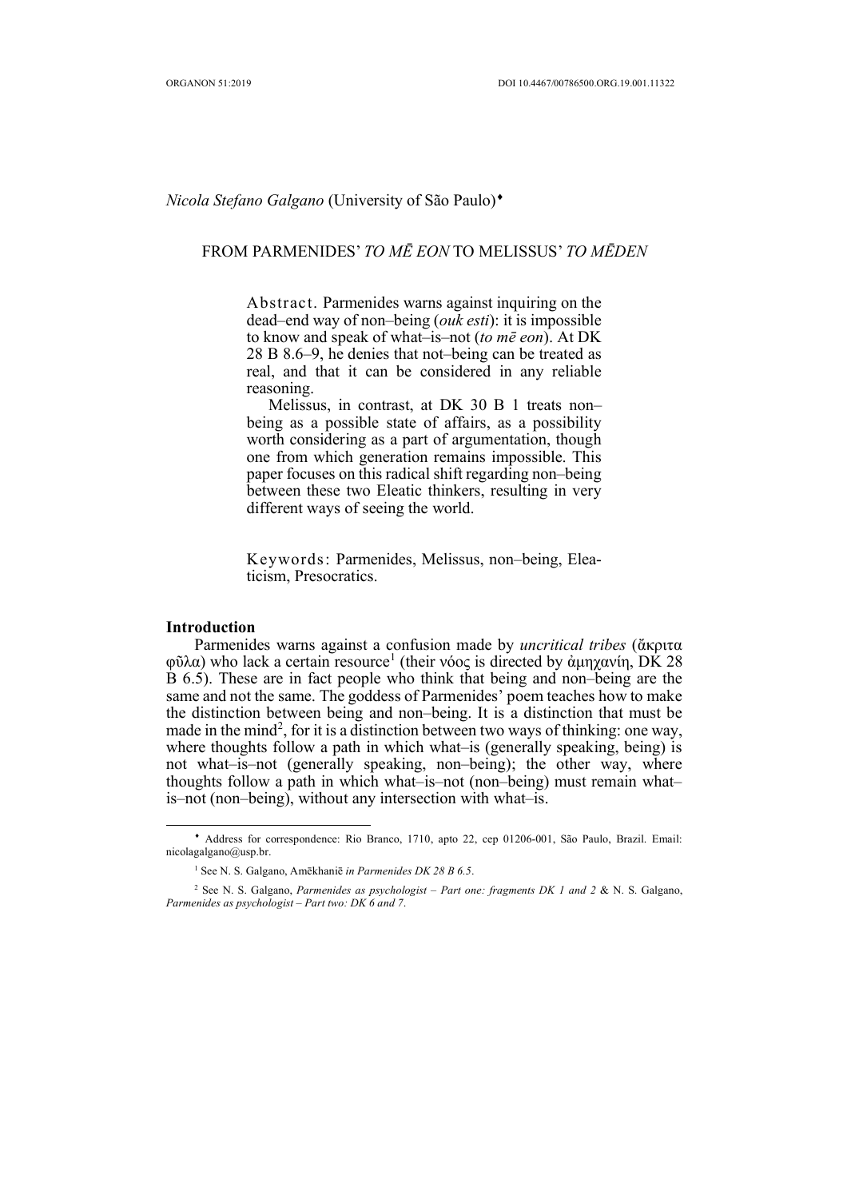*Nicola Stefano Galgano* (University of São Paulo)[♦]

## FROM PARMENIDES' *TO MĒ EON* TO MELISSUS' *TO MĒDEN*

Abstract. Parmenides warns against inquiring on the dead–end way of non–being (*ouk esti*): it is impossible to know and speak of what–is–not (*to mē eon*). At DK 28 B 8.6–9, he denies that not–being can be treated as real, and that it can be considered in any reliable reasoning.

Melissus, in contrast, at DK 30 B 1 treats non–being as a possible state of affairs, as a possibility worth considering as a part of argumentation, though one from which generation remains impossible. This paper focuses on this radical shift regarding non–being between these two Eleatic thinkers, resulting in very different ways of seeing the world.

Keywords: Parmenides, Melissus, non–being, Eleaticism, Presocratics.

### Introduction

Parmenides warns against a confusion made by *uncritical tribes* (ἄκριτα φῦλα) who lack a certain resource[1] (their νόος is directed by ἀμηχανίη, DK 28 B 6.5). These are in fact people who think that being and non–being are the same and not the same. The goddess of Parmenides' poem teaches how to make the distinction between being and non–being. It is a distinction that must be made in the mind[2], for it is a distinction between two ways of thinking: one way, where thoughts follow a path in which what–is (generally speaking, being) is not what–is–not (generally speaking, non–being); the other way, where thoughts follow a path in which what–is–not (non–being) must remain what–is–not (non–being), without any intersection with what–is.

---

♦ Address for correspondence: Rio Branco, 1710, apto 22, cep 01206-001, São Paulo, Brazil. Email: nicolagalgano@usp.br.

[1] See N. S. Galgano, Amēkhaniē *in Parmenides DK 28 B 6.5*.

[2] See N. S. Galgano, *Parmenides as psychologist – Part one: fragments DK 1 and 2* & N. S. Galgano, *Parmenides as psychologist – Part two: DK 6 and 7*.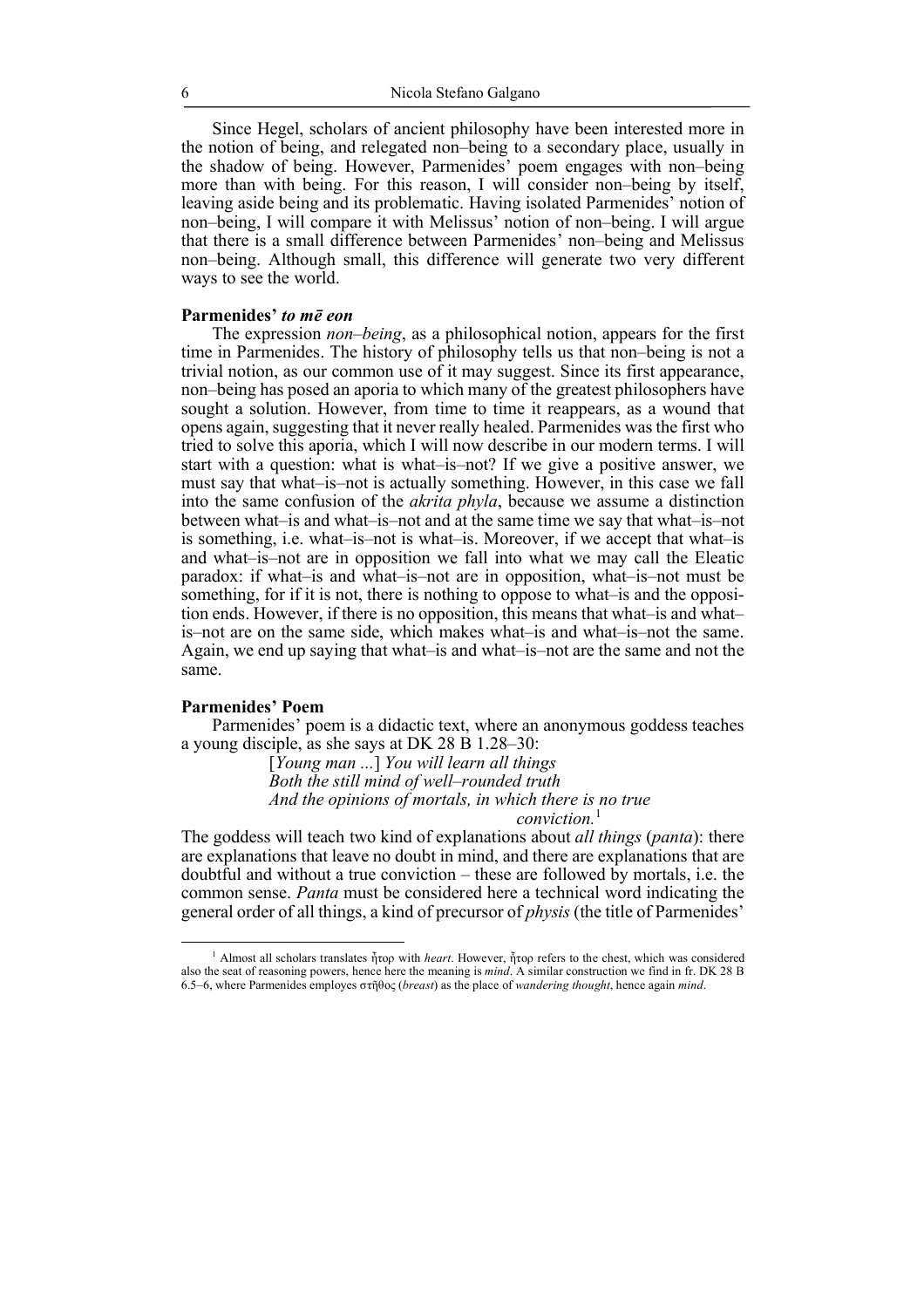Since Hegel, scholars of ancient philosophy have been interested more in the notion of being, and relegated non–being to a secondary place, usually in the shadow of being. However, Parmenides' poem engages with non–being more than with being. For this reason, I will consider non–being by itself, leaving aside being and its problematic. Having isolated Parmenides' notion of non–being, I will compare it with Melissus' notion of non–being. I will argue that there is a small difference between Parmenides' non–being and Melissus non–being. Although small, this difference will generate two very different ways to see the world.

**Parmenides' *to mē eon***

The expression *non–being*, as a philosophical notion, appears for the first time in Parmenides. The history of philosophy tells us that non–being is not a trivial notion, as our common use of it may suggest. Since its first appearance, non–being has posed an aporia to which many of the greatest philosophers have sought a solution. However, from time to time it reappears, as a wound that opens again, suggesting that it never really healed. Parmenides was the first who tried to solve this aporia, which I will now describe in our modern terms. I will start with a question: what is what–is–not? If we give a positive answer, we must say that what–is–not is actually something. However, in this case we fall into the same confusion of the *akrita phyla*, because we assume a distinction between what–is and what–is–not and at the same time we say that what–is–not is something, i.e. what–is–not is what–is. Moreover, if we accept that what–is and what–is–not are in opposition we fall into what we may call the Eleatic paradox: if what–is and what–is–not are in opposition, what–is–not must be something, for if it is not, there is nothing to oppose to what–is and the opposition ends. However, if there is no opposition, this means that what–is and what–is–not are on the same side, which makes what–is and what–is–not the same. Again, we end up saying that what–is and what–is–not are the same and not the same.

**Parmenides' Poem**

Parmenides' poem is a didactic text, where an anonymous goddess teaches a young disciple, as she says at DK 28 B 1.28–30:

> [*Young man ...*] *You will learn all things*
> *Both the still mind of well–rounded truth*
> *And the opinions of mortals, in which there is no true conviction.*[1]

The goddess will teach two kind of explanations about *all things* (*panta*): there are explanations that leave no doubt in mind, and there are explanations that are doubtful and without a true conviction – these are followed by mortals, i.e. the common sense. *Panta* must be considered here a technical word indicating the general order of all things, a kind of precursor of *physis* (the title of Parmenides'

[1] Almost all scholars translates ἦτορ with *heart*. However, ἦτορ refers to the chest, which was considered also the seat of reasoning powers, hence here the meaning is *mind*. A similar construction we find in fr. DK 28 B 6.5–6, where Parmenides employes στῆθος (*breast*) as the place of *wandering thought*, hence again *mind*.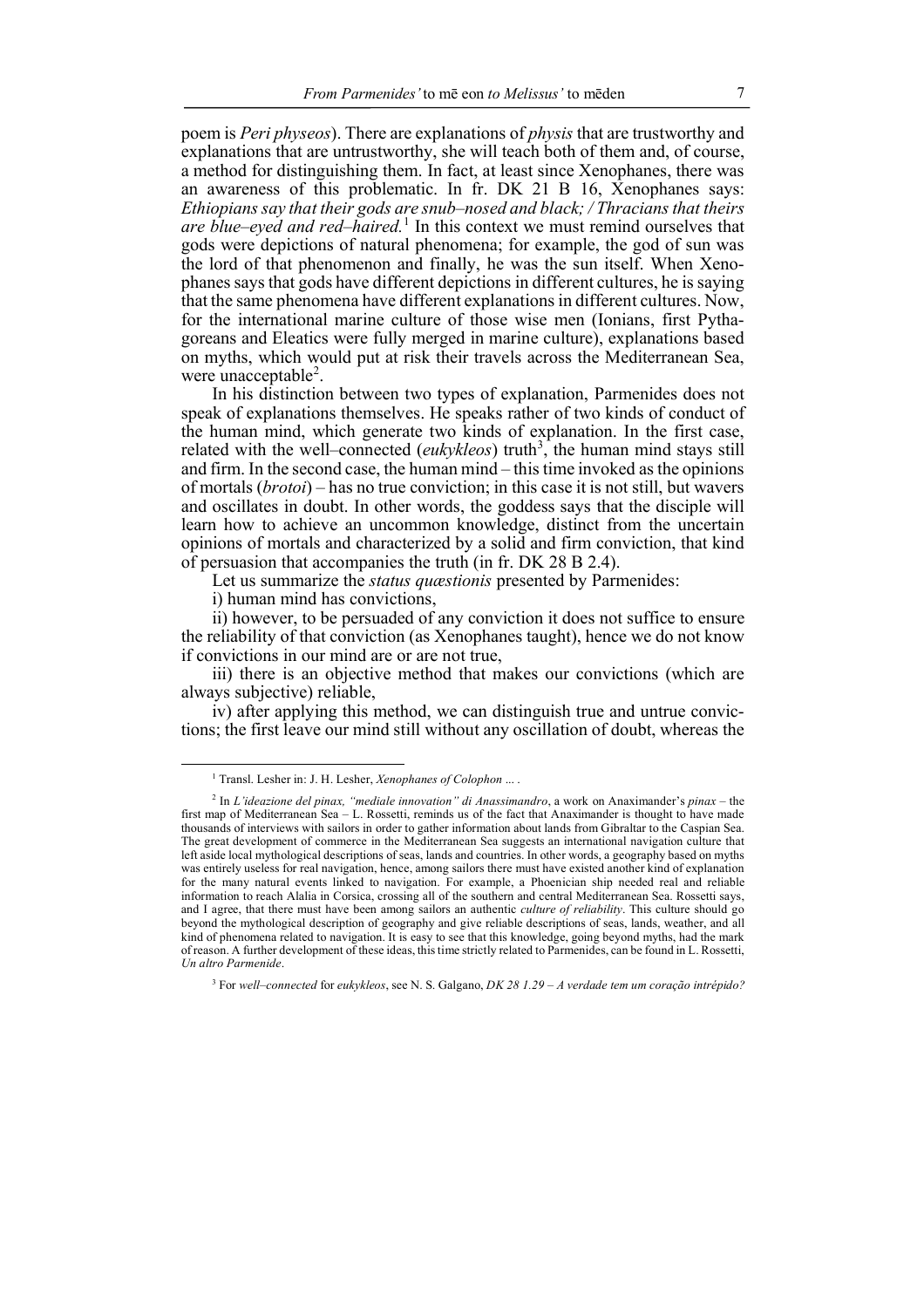poem is *Peri physeos*). There are explanations of *physis* that are trustworthy and explanations that are untrustworthy, she will teach both of them and, of course, a method for distinguishing them. In fact, at least since Xenophanes, there was an awareness of this problematic. In fr. DK 21 B 16, Xenophanes says: *Ethiopians say that their gods are snub–nosed and black; / Thracians that theirs are blue–eyed and red–haired.*[1] In this context we must remind ourselves that gods were depictions of natural phenomena; for example, the god of sun was the lord of that phenomenon and finally, he was the sun itself. When Xenophanes says that gods have different depictions in different cultures, he is saying that the same phenomena have different explanations in different cultures. Now, for the international marine culture of those wise men (Ionians, first Pythagoreans and Eleatics were fully merged in marine culture), explanations based on myths, which would put at risk their travels across the Mediterranean Sea, were unacceptable[2].

In his distinction between two types of explanation, Parmenides does not speak of explanations themselves. He speaks rather of two kinds of conduct of the human mind, which generate two kinds of explanation. In the first case, related with the well–connected (*eukykleos*) truth[3], the human mind stays still and firm. In the second case, the human mind – this time invoked as the opinions of mortals (*brotoi*) – has no true conviction; in this case it is not still, but wavers and oscillates in doubt. In other words, the goddess says that the disciple will learn how to achieve an uncommon knowledge, distinct from the uncertain opinions of mortals and characterized by a solid and firm conviction, that kind of persuasion that accompanies the truth (in fr. DK 28 B 2.4).

Let us summarize the *status quæstionis* presented by Parmenides:

i) human mind has convictions,

ii) however, to be persuaded of any conviction it does not suffice to ensure the reliability of that conviction (as Xenophanes taught), hence we do not know if convictions in our mind are or are not true,

iii) there is an objective method that makes our convictions (which are always subjective) reliable,

iv) after applying this method, we can distinguish true and untrue convictions; the first leave our mind still without any oscillation of doubt, whereas the

---

[1] Transl. Lesher in: J. H. Lesher, *Xenophanes of Colophon ...* .

[2] In *L'ideazione del pinax, "mediale innovation" di Anassimandro*, a work on Anaximander's *pinax* – the first map of Mediterranean Sea – L. Rossetti, reminds us of the fact that Anaximander is thought to have made thousands of interviews with sailors in order to gather information about lands from Gibraltar to the Caspian Sea. The great development of commerce in the Mediterranean Sea suggests an international navigation culture that left aside local mythological descriptions of seas, lands and countries. In other words, a geography based on myths was entirely useless for real navigation, hence, among sailors there must have existed another kind of explanation for the many natural events linked to navigation. For example, a Phoenician ship needed real and reliable information to reach Alalia in Corsica, crossing all of the southern and central Mediterranean Sea. Rossetti says, and I agree, that there must have been among sailors an authentic *culture of reliability*. This culture should go beyond the mythological description of geography and give reliable descriptions of seas, lands, weather, and all kind of phenomena related to navigation. It is easy to see that this knowledge, going beyond myths, had the mark of reason. A further development of these ideas, this time strictly related to Parmenides, can be found in L. Rossetti, *Un altro Parmenide*.

[3] For *well–connected* for *eukykleos*, see N. S. Galgano, *DK 28 1.29 – A verdade tem um coração intrépido?*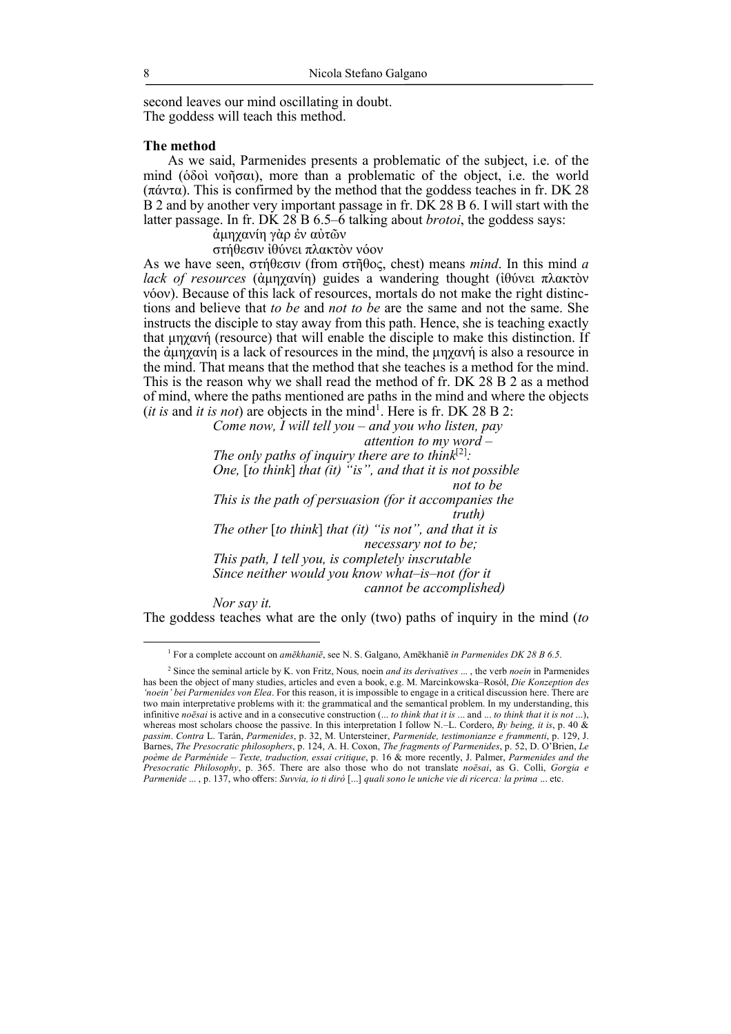second leaves our mind oscillating in doubt.
The goddess will teach this method.

### The method

As we said, Parmenides presents a problematic of the subject, i.e. of the mind (ὁδοὶ νοῆσαι), more than a problematic of the object, i.e. the world (πάντα). This is confirmed by the method that the goddess teaches in fr. DK 28 B 2 and by another very important passage in fr. DK 28 B 6. I will start with the latter passage. In fr. DK 28 B 6.5–6 talking about *brotoi*, the goddess says:

> ἀμηχανίη γὰρ ἐν αὐτῶν
> στήθεσιν ἰθύνει πλακτὸν νόον

As we have seen, στήθεσιν (from στῆθος, chest) means *mind*. In this mind *a lack of resources* (ἀμηχανίη) guides a wandering thought (ἰθύνει πλακτὸν νόον). Because of this lack of resources, mortals do not make the right distinctions and believe that *to be* and *not to be* are the same and not the same. She instructs the disciple to stay away from this path. Hence, she is teaching exactly that μηχανή (resource) that will enable the disciple to make this distinction. If the ἀμηχανίη is a lack of resources in the mind, the μηχανή is also a resource in the mind. That means that the method that she teaches is a method for the mind. This is the reason why we shall read the method of fr. DK 28 B 2 as a method of mind, where the paths mentioned are paths in the mind and where the objects (*it is* and *it is not*) are objects in the mind[1]. Here is fr. DK 28 B 2:

> *Come now, I will tell you – and you who listen, pay attention to my word –*
> *The only paths of inquiry there are to think*[2]*:*
> *One,* [*to think*] *that (it) "is", and that it is not possible not to be*
> *This is the path of persuasion (for it accompanies the truth)*
> *The other* [*to think*] *that (it) "is not", and that it is necessary not to be;*
> *This path, I tell you, is completely inscrutable*
> *Since neither would you know what–is–not (for it cannot be accomplished)*
> *Nor say it.*

The goddess teaches what are the only (two) paths of inquiry in the mind (*to*

---

[1] For a complete account on *amēkhaniē*, see N. S. Galgano, Amēkhaniē *in Parmenides DK 28 B 6.5*.

[2] Since the seminal article by K. von Fritz, Nous*,* noein *and its derivatives ...* , the verb *noein* in Parmenides has been the object of many studies, articles and even a book, e.g. M. Marcinkowska–Rosół, *Die Konzeption des 'noein' bei Parmenides von Elea*. For this reason, it is impossible to engage in a critical discussion here. There are two main interpretative problems with it: the grammatical and the semantical problem. In my understanding, this infinitive *noēsai* is active and in a consecutive construction (... *to think that it is* ... and ... *to think that it is not* ...), whereas most scholars choose the passive. In this interpretation I follow N.–L. Cordero, *By being, it is*, p. 40 & *passim*. *Contra* L. Tarán, *Parmenides*, p. 32, M. Untersteiner, *Parmenide, testimonianze e frammenti*, p. 129, J. Barnes, *The Presocratic philosophers*, p. 124, A. H. Coxon, *The fragments of Parmenides*, p. 52, D. O'Brien, *Le poème de Parménide – Texte, traduction, essai critique*, p. 16 & more recently, J. Palmer, *Parmenides and the Presocratic Philosophy*, p. 365. There are also those who do not translate *noēsai*, as G. Colli, *Gorgia e Parmenide* ... , p. 137, who offers: *Suvvia, io ti dirò* [...] *quali sono le uniche vie di ricerca: la prima* ... etc.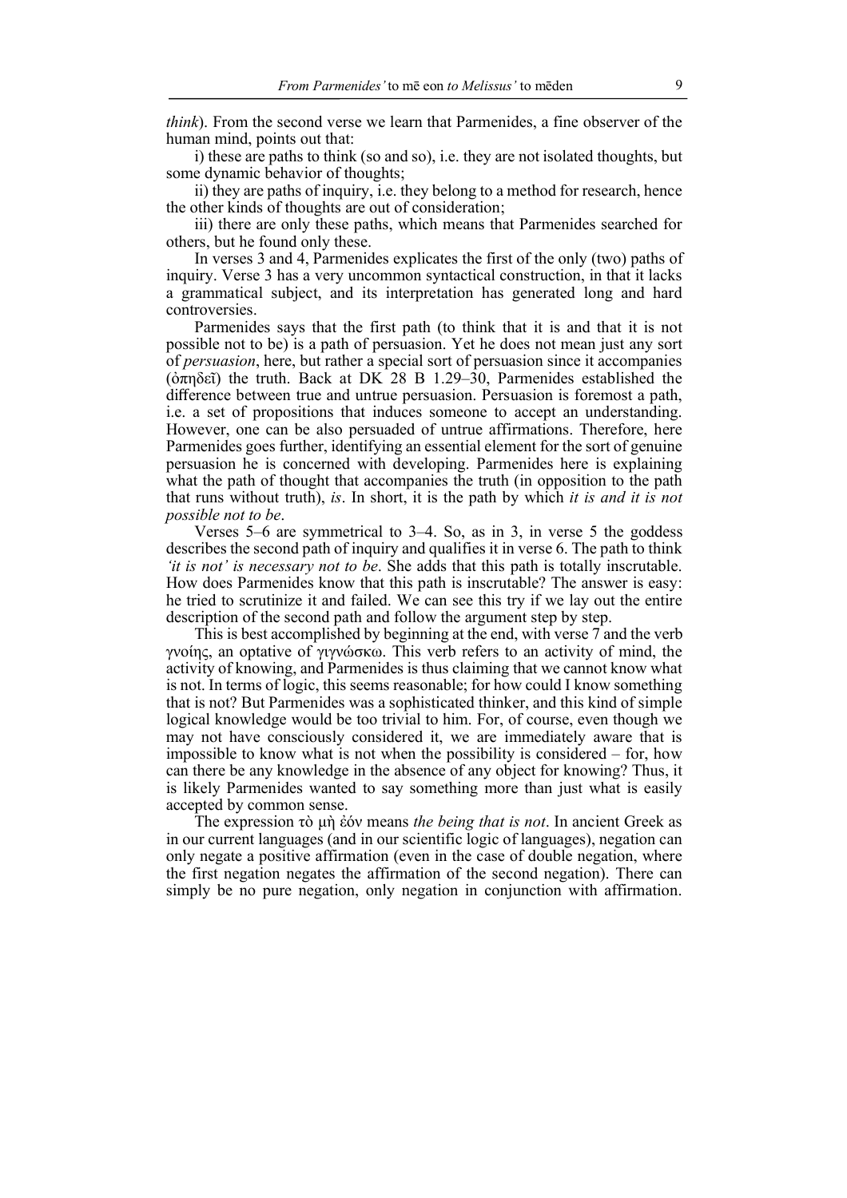*think*). From the second verse we learn that Parmenides, a fine observer of the human mind, points out that:

i) these are paths to think (so and so), i.e. they are not isolated thoughts, but some dynamic behavior of thoughts;

ii) they are paths of inquiry, i.e. they belong to a method for research, hence the other kinds of thoughts are out of consideration;

iii) there are only these paths, which means that Parmenides searched for others, but he found only these.

In verses 3 and 4, Parmenides explicates the first of the only (two) paths of inquiry. Verse 3 has a very uncommon syntactical construction, in that it lacks a grammatical subject, and its interpretation has generated long and hard controversies.

Parmenides says that the first path (to think that it is and that it is not possible not to be) is a path of persuasion. Yet he does not mean just any sort of *persuasion*, here, but rather a special sort of persuasion since it accompanies (ὀπηδεῖ) the truth. Back at DK 28 B 1.29–30, Parmenides established the difference between true and untrue persuasion. Persuasion is foremost a path, i.e. a set of propositions that induces someone to accept an understanding. However, one can be also persuaded of untrue affirmations. Therefore, here Parmenides goes further, identifying an essential element for the sort of genuine persuasion he is concerned with developing. Parmenides here is explaining what the path of thought that accompanies the truth (in opposition to the path that runs without truth), *is*. In short, it is the path by which *it is and it is not possible not to be*.

Verses 5–6 are symmetrical to 3–4. So, as in 3, in verse 5 the goddess describes the second path of inquiry and qualifies it in verse 6. The path to think *'it is not' is necessary not to be*. She adds that this path is totally inscrutable. How does Parmenides know that this path is inscrutable? The answer is easy: he tried to scrutinize it and failed. We can see this try if we lay out the entire description of the second path and follow the argument step by step.

This is best accomplished by beginning at the end, with verse 7 and the verb γνοίης, an optative of γιγνώσκω. This verb refers to an activity of mind, the activity of knowing, and Parmenides is thus claiming that we cannot know what is not. In terms of logic, this seems reasonable; for how could I know something that is not? But Parmenides was a sophisticated thinker, and this kind of simple logical knowledge would be too trivial to him. For, of course, even though we may not have consciously considered it, we are immediately aware that is impossible to know what is not when the possibility is considered – for, how can there be any knowledge in the absence of any object for knowing? Thus, it is likely Parmenides wanted to say something more than just what is easily accepted by common sense.

The expression τὸ μὴ ἐόν means *the being that is not*. In ancient Greek as in our current languages (and in our scientific logic of languages), negation can only negate a positive affirmation (even in the case of double negation, where the first negation negates the affirmation of the second negation). There can simply be no pure negation, only negation in conjunction with affirmation.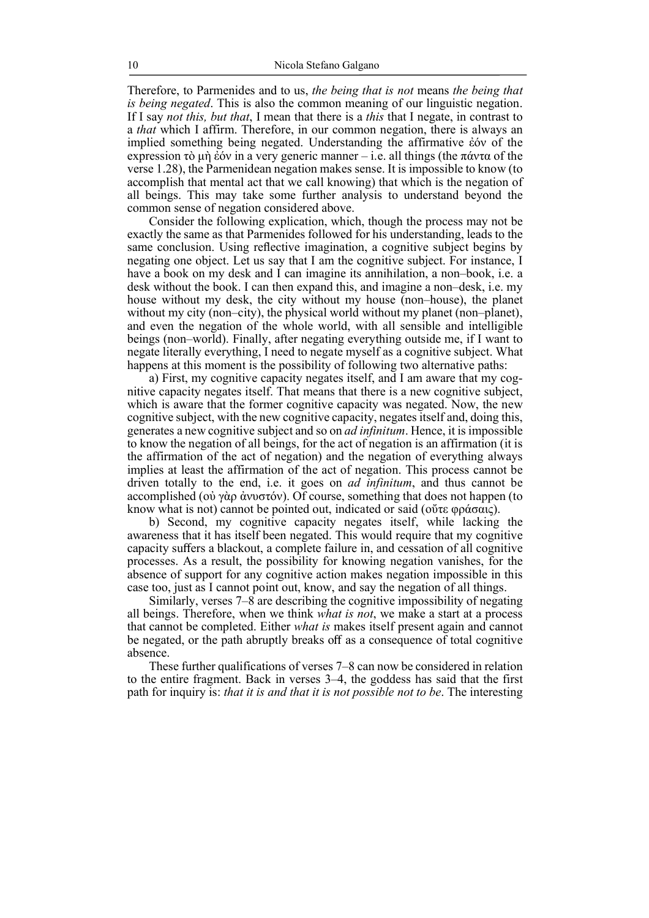Therefore, to Parmenides and to us, *the being that is not* means *the being that is being negated*. This is also the common meaning of our linguistic negation. If I say *not this, but that*, I mean that there is a *this* that I negate, in contrast to a *that* which I affirm. Therefore, in our common negation, there is always an implied something being negated. Understanding the affirmative ἐόν of the expression τὸ μὴ ἐόν in a very generic manner – i.e. all things (the πάντα of the verse 1.28), the Parmenidean negation makes sense. It is impossible to know (to accomplish that mental act that we call knowing) that which is the negation of all beings. This may take some further analysis to understand beyond the common sense of negation considered above.

Consider the following explication, which, though the process may not be exactly the same as that Parmenides followed for his understanding, leads to the same conclusion. Using reflective imagination, a cognitive subject begins by negating one object. Let us say that I am the cognitive subject. For instance, I have a book on my desk and I can imagine its annihilation, a non–book, i.e. a desk without the book. I can then expand this, and imagine a non–desk, i.e. my house without my desk, the city without my house (non–house), the planet without my city (non–city), the physical world without my planet (non–planet), and even the negation of the whole world, with all sensible and intelligible beings (non–world). Finally, after negating everything outside me, if I want to negate literally everything, I need to negate myself as a cognitive subject. What happens at this moment is the possibility of following two alternative paths:

a) First, my cognitive capacity negates itself, and I am aware that my cognitive capacity negates itself. That means that there is a new cognitive subject, which is aware that the former cognitive capacity was negated. Now, the new cognitive subject, with the new cognitive capacity, negates itself and, doing this, generates a new cognitive subject and so on *ad infinitum*. Hence, it is impossible to know the negation of all beings, for the act of negation is an affirmation (it is the affirmation of the act of negation) and the negation of everything always implies at least the affirmation of the act of negation. This process cannot be driven totally to the end, i.e. it goes on *ad infinitum*, and thus cannot be accomplished (οὐ γὰρ ἀνυστόν). Of course, something that does not happen (to know what is not) cannot be pointed out, indicated or said (οὔτε φράσαις).

b) Second, my cognitive capacity negates itself, while lacking the awareness that it has itself been negated. This would require that my cognitive capacity suffers a blackout, a complete failure in, and cessation of all cognitive processes. As a result, the possibility for knowing negation vanishes, for the absence of support for any cognitive action makes negation impossible in this case too, just as I cannot point out, know, and say the negation of all things.

Similarly, verses 7–8 are describing the cognitive impossibility of negating all beings. Therefore, when we think *what is not*, we make a start at a process that cannot be completed. Either *what is* makes itself present again and cannot be negated, or the path abruptly breaks off as a consequence of total cognitive absence.

These further qualifications of verses 7–8 can now be considered in relation to the entire fragment. Back in verses 3–4, the goddess has said that the first path for inquiry is: *that it is and that it is not possible not to be*. The interesting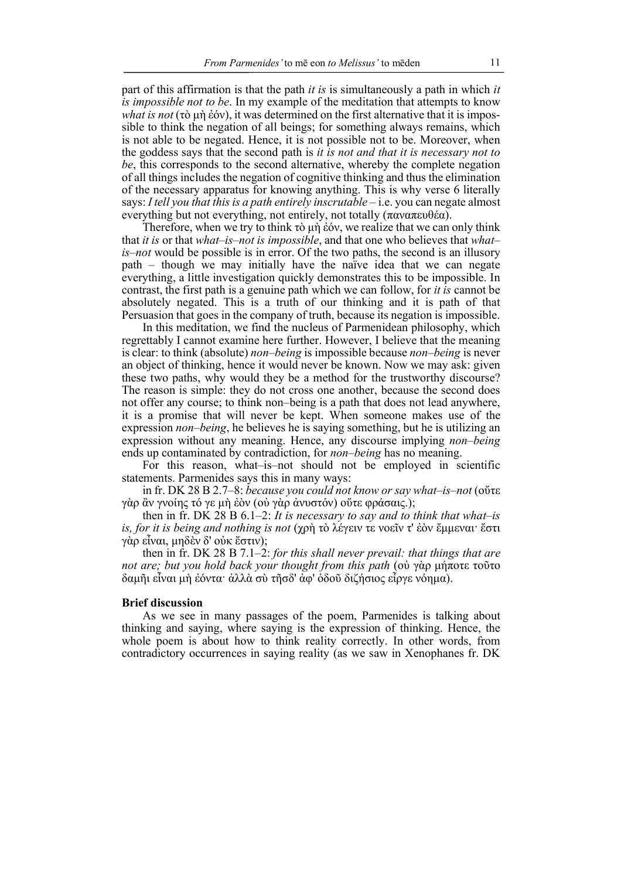part of this affirmation is that the path *it is* is simultaneously a path in which *it is impossible not to be*. In my example of the meditation that attempts to know *what is not* (τὸ μὴ ἐόν), it was determined on the first alternative that it is impossible to think the negation of all beings; for something always remains, which is not able to be negated. Hence, it is not possible not to be. Moreover, when the goddess says that the second path is *it is not and that it is necessary not to be*, this corresponds to the second alternative, whereby the complete negation of all things includes the negation of cognitive thinking and thus the elimination of the necessary apparatus for knowing anything. This is why verse 6 literally says: *I tell you that this is a path entirely inscrutable* – i.e. you can negate almost everything but not everything, not entirely, not totally (παναπευθέα).

Therefore, when we try to think τὸ μὴ ἐόν, we realize that we can only think that *it is* or that *what–is–not is impossible*, and that one who believes that *what–is–not* would be possible is in error. Of the two paths, the second is an illusory path – though we may initially have the naïve idea that we can negate everything, a little investigation quickly demonstrates this to be impossible. In contrast, the first path is a genuine path which we can follow, for *it is* cannot be absolutely negated. This is a truth of our thinking and it is path of that Persuasion that goes in the company of truth, because its negation is impossible.

In this meditation, we find the nucleus of Parmenidean philosophy, which regrettably I cannot examine here further. However, I believe that the meaning is clear: to think (absolute) *non–being* is impossible because *non–being* is never an object of thinking, hence it would never be known. Now we may ask: given these two paths, why would they be a method for the trustworthy discourse? The reason is simple: they do not cross one another, because the second does not offer any course; to think non–being is a path that does not lead anywhere, it is a promise that will never be kept. When someone makes use of the expression *non–being*, he believes he is saying something, but he is utilizing an expression without any meaning. Hence, any discourse implying *non–being* ends up contaminated by contradiction, for *non–being* has no meaning.

For this reason, what–is–not should not be employed in scientific statements. Parmenides says this in many ways:

in fr. DK 28 B 2.7–8: *because you could not know or say what–is–not* (οὔτε γὰρ ἂν γνοίης τό γε μὴ ἐὸν (οὐ γὰρ ἀνυστόν) οὔτε φράσαις.);

then in fr. DK 28 B 6.1–2: *It is necessary to say and to think that what–is is, for it is being and nothing is not* (χρὴ τὸ λέγειν τε νοεῖν τ' ἐὸν ἔμμεναι· ἔστι γὰρ εἶναι, μηδὲν δ' οὐκ ἔστιν);

then in fr. DK 28 B 7.1–2: *for this shall never prevail: that things that are not are; but you hold back your thought from this path* (οὐ γὰρ μήποτε τοῦτο δαμῇι εἶναι μὴ ἐόντα· ἀλλὰ σὺ τῆσδ' ἀφ' ὁδοῦ διζήσιος εἶργε νόημα).

#### Brief discussion

As we see in many passages of the poem, Parmenides is talking about thinking and saying, where saying is the expression of thinking. Hence, the whole poem is about how to think reality correctly. In other words, from contradictory occurrences in saying reality (as we saw in Xenophanes fr. DK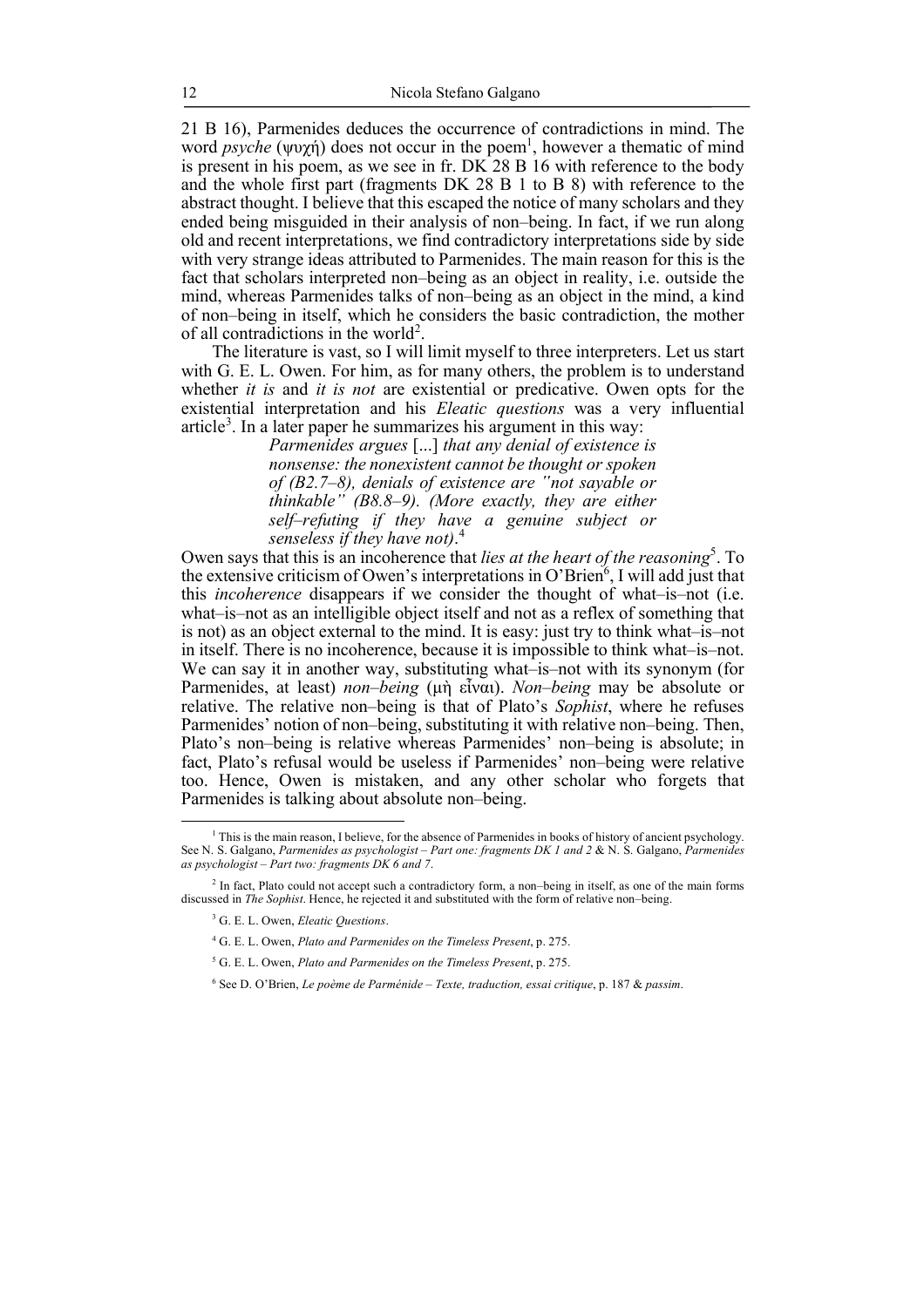21 B 16), Parmenides deduces the occurrence of contradictions in mind. The word *psyche* (ψυχή) does not occur in the poem[1], however a thematic of mind is present in his poem, as we see in fr. DK 28 B 16 with reference to the body and the whole first part (fragments DK 28 B 1 to B 8) with reference to the abstract thought. I believe that this escaped the notice of many scholars and they ended being misguided in their analysis of non–being. In fact, if we run along old and recent interpretations, we find contradictory interpretations side by side with very strange ideas attributed to Parmenides. The main reason for this is the fact that scholars interpreted non–being as an object in reality, i.e. outside the mind, whereas Parmenides talks of non–being as an object in the mind, a kind of non–being in itself, which he considers the basic contradiction, the mother of all contradictions in the world[2].

The literature is vast, so I will limit myself to three interpreters. Let us start with G. E. L. Owen. For him, as for many others, the problem is to understand whether *it is* and *it is not* are existential or predicative. Owen opts for the existential interpretation and his *Eleatic questions* was a very influential article[3]. In a later paper he summarizes his argument in this way:

> *Parmenides argues* [...] *that any denial of existence is nonsense: the nonexistent cannot be thought or spoken of (B2.7–8), denials of existence are "not sayable or thinkable" (B8.8–9). (More exactly, they are either self–refuting if they have a genuine subject or senseless if they have not)*.[4]

Owen says that this is an incoherence that *lies at the heart of the reasoning*[5]. To the extensive criticism of Owen's interpretations in O'Brien[6], I will add just that this *incoherence* disappears if we consider the thought of what–is–not (i.e. what–is–not as an intelligible object itself and not as a reflex of something that is not) as an object external to the mind. It is easy: just try to think what–is–not in itself. There is no incoherence, because it is impossible to think what–is–not. We can say it in another way, substituting what–is–not with its synonym (for Parmenides, at least) *non–being* (μὴ εἶναι). *Non–being* may be absolute or relative. The relative non–being is that of Plato's *Sophist*, where he refuses Parmenides' notion of non–being, substituting it with relative non–being. Then, Plato's non–being is relative whereas Parmenides' non–being is absolute; in fact, Plato's refusal would be useless if Parmenides' non–being were relative too. Hence, Owen is mistaken, and any other scholar who forgets that Parmenides is talking about absolute non–being.

---

[1] This is the main reason, I believe, for the absence of Parmenides in books of history of ancient psychology. See N. S. Galgano, *Parmenides as psychologist – Part one: fragments DK 1 and 2* & N. S. Galgano, *Parmenides as psychologist – Part two: fragments DK 6 and 7*.

[2] In fact, Plato could not accept such a contradictory form, a non–being in itself, as one of the main forms discussed in *The Sophist*. Hence, he rejected it and substituted with the form of relative non–being.

[3] G. E. L. Owen, *Eleatic Questions*.

[4] G. E. L. Owen, *Plato and Parmenides on the Timeless Present*, p. 275.

[5] G. E. L. Owen, *Plato and Parmenides on the Timeless Present*, p. 275.

[6] See D. O'Brien, *Le poème de Parménide – Texte, traduction, essai critique*, p. 187 & *passim*.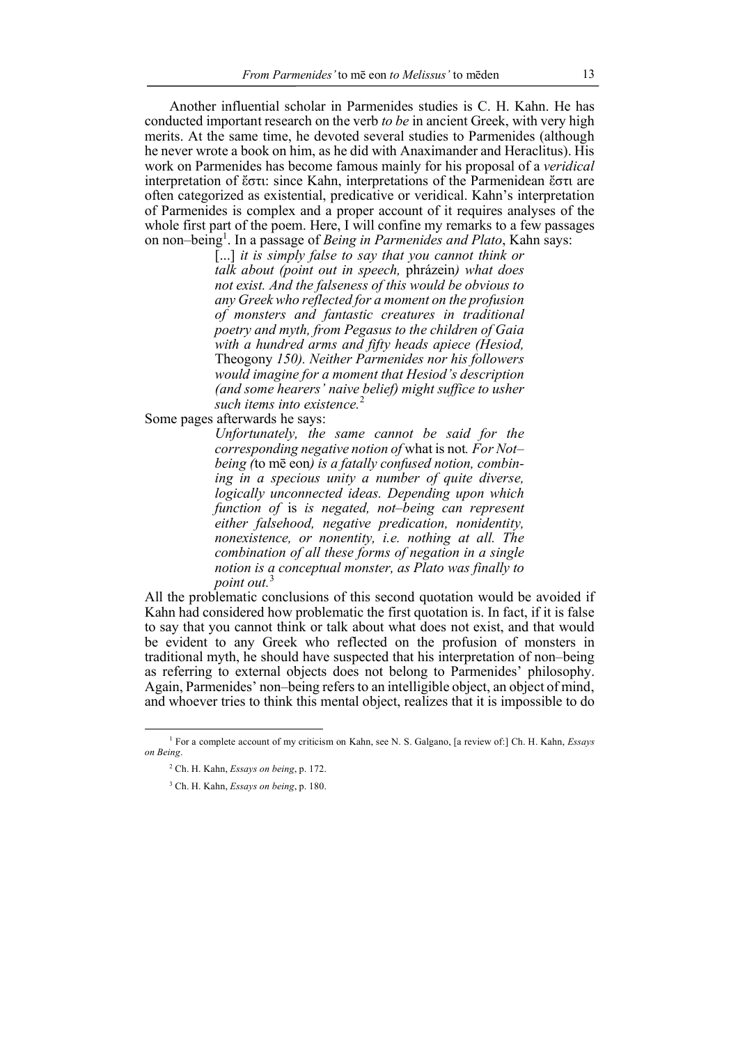Another influential scholar in Parmenides studies is C. H. Kahn. He has conducted important research on the verb *to be* in ancient Greek, with very high merits. At the same time, he devoted several studies to Parmenides (although he never wrote a book on him, as he did with Anaximander and Heraclitus). His work on Parmenides has become famous mainly for his proposal of a *veridical* interpretation of ἔστι: since Kahn, interpretations of the Parmenidean ἔστι are often categorized as existential, predicative or veridical. Kahn's interpretation of Parmenides is complex and a proper account of it requires analyses of the whole first part of the poem. Here, I will confine my remarks to a few passages on non–being[1]. In a passage of *Being in Parmenides and Plato*, Kahn says:

> [...] *it is simply false to say that you cannot think or talk about (point out in speech,* phrázein*) what does not exist. And the falseness of this would be obvious to any Greek who reflected for a moment on the profusion of monsters and fantastic creatures in traditional poetry and myth, from Pegasus to the children of Gaia with a hundred arms and fifty heads apiece (Hesiod,* Theogony *150). Neither Parmenides nor his followers would imagine for a moment that Hesiod's description (and some hearers' naive belief) might suffice to usher such items into existence.*[2]

Some pages afterwards he says:

> *Unfortunately, the same cannot be said for the corresponding negative notion of* what is not*. For Not–being (*to mē eon*) is a fatally confused notion, combining in a specious unity a number of quite diverse, logically unconnected ideas. Depending upon which function of* is *is negated, not–being can represent either falsehood, negative predication, nonidentity, nonexistence, or nonentity, i.e. nothing at all. The combination of all these forms of negation in a single notion is a conceptual monster, as Plato was finally to point out.*[3]

All the problematic conclusions of this second quotation would be avoided if Kahn had considered how problematic the first quotation is. In fact, if it is false to say that you cannot think or talk about what does not exist, and that would be evident to any Greek who reflected on the profusion of monsters in traditional myth, he should have suspected that his interpretation of non–being as referring to external objects does not belong to Parmenides' philosophy. Again, Parmenides' non–being refers to an intelligible object, an object of mind, and whoever tries to think this mental object, realizes that it is impossible to do

---

[1] For a complete account of my criticism on Kahn, see N. S. Galgano, [a review of:] Ch. H. Kahn, *Essays on Being*.

[2] Ch. H. Kahn, *Essays on being*, p. 172.

[3] Ch. H. Kahn, *Essays on being*, p. 180.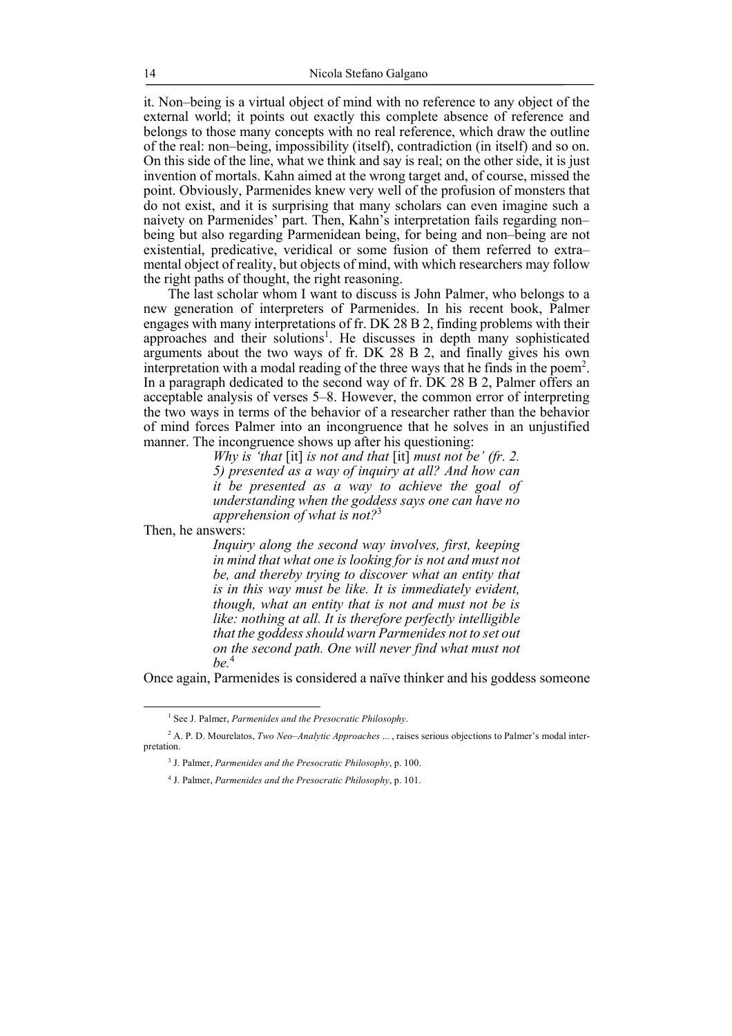it. Non–being is a virtual object of mind with no reference to any object of the external world; it points out exactly this complete absence of reference and belongs to those many concepts with no real reference, which draw the outline of the real: non–being, impossibility (itself), contradiction (in itself) and so on. On this side of the line, what we think and say is real; on the other side, it is just invention of mortals. Kahn aimed at the wrong target and, of course, missed the point. Obviously, Parmenides knew very well of the profusion of monsters that do not exist, and it is surprising that many scholars can even imagine such a naivety on Parmenides' part. Then, Kahn's interpretation fails regarding non–being but also regarding Parmenidean being, for being and non–being are not existential, predicative, veridical or some fusion of them referred to extra–mental object of reality, but objects of mind, with which researchers may follow the right paths of thought, the right reasoning.

The last scholar whom I want to discuss is John Palmer, who belongs to a new generation of interpreters of Parmenides. In his recent book, Palmer engages with many interpretations of fr. DK 28 B 2, finding problems with their approaches and their solutions[1]. He discusses in depth many sophisticated arguments about the two ways of fr. DK 28 B 2, and finally gives his own interpretation with a modal reading of the three ways that he finds in the poem[2]. In a paragraph dedicated to the second way of fr. DK 28 B 2, Palmer offers an acceptable analysis of verses 5–8. However, the common error of interpreting the two ways in terms of the behavior of a researcher rather than the behavior of mind forces Palmer into an incongruence that he solves in an unjustified manner. The incongruence shows up after his questioning:

> *Why is 'that* [it] *is not and that* [it] *must not be' (fr. 2. 5) presented as a way of inquiry at all? And how can it be presented as a way to achieve the goal of understanding when the goddess says one can have no apprehension of what is not?*[3]

Then, he answers:

> *Inquiry along the second way involves, first, keeping in mind that what one is looking for is not and must not be, and thereby trying to discover what an entity that is in this way must be like. It is immediately evident, though, what an entity that is not and must not be is like: nothing at all. It is therefore perfectly intelligible that the goddess should warn Parmenides not to set out on the second path. One will never find what must not be.*[4]

Once again, Parmenides is considered a naïve thinker and his goddess someone

---

[1] See J. Palmer, *Parmenides and the Presocratic Philosophy*.

[2] A. P. D. Mourelatos, *Two Neo–Analytic Approaches ...* , raises serious objections to Palmer's modal interpretation.

[3] J. Palmer, *Parmenides and the Presocratic Philosophy*, p. 100.

[4] J. Palmer, *Parmenides and the Presocratic Philosophy*, p. 101.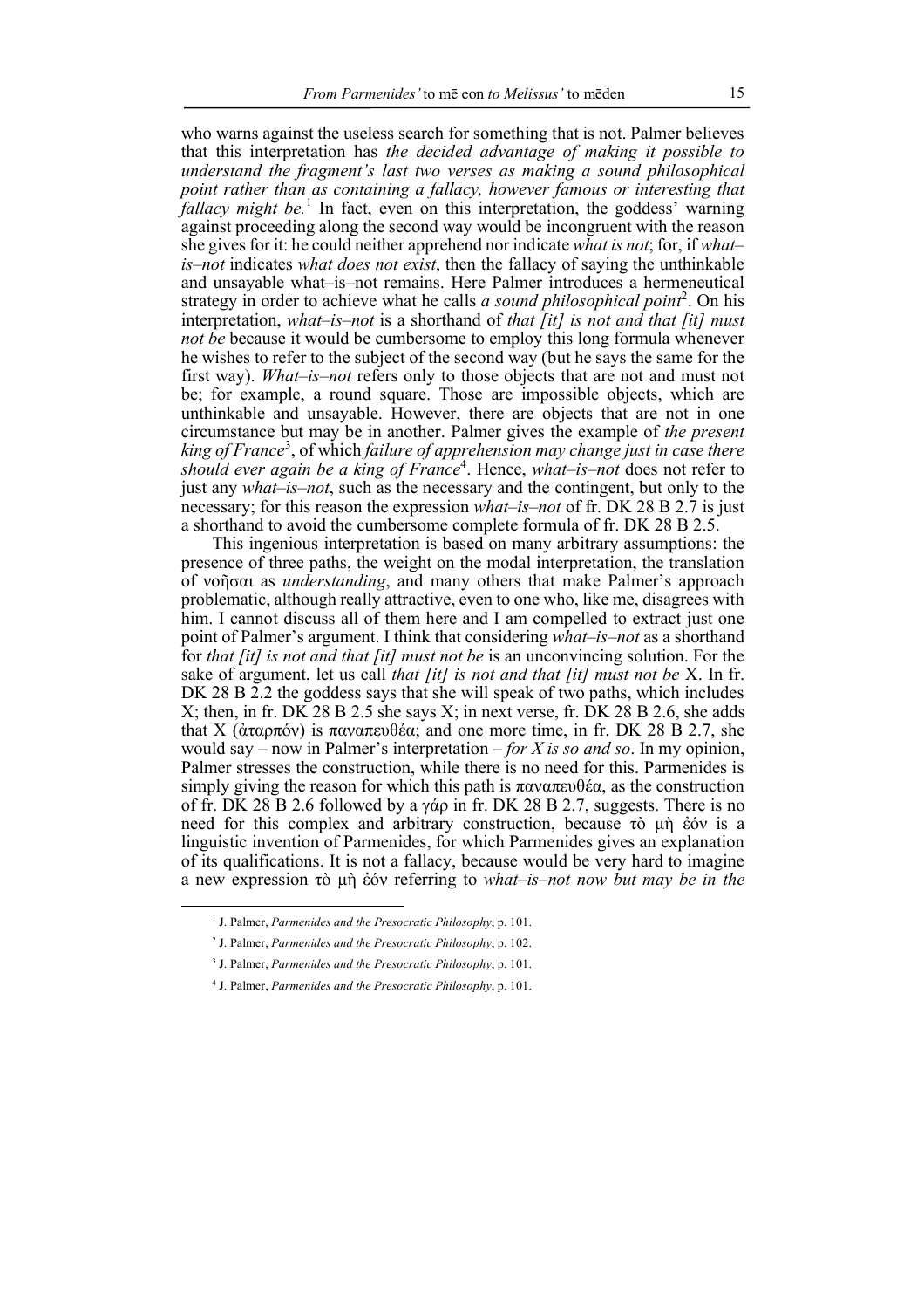who warns against the useless search for something that is not. Palmer believes that this interpretation has *the decided advantage of making it possible to understand the fragment's last two verses as making a sound philosophical point rather than as containing a fallacy, however famous or interesting that fallacy might be.*[1] In fact, even on this interpretation, the goddess' warning against proceeding along the second way would be incongruent with the reason she gives for it: he could neither apprehend nor indicate *what is not*; for, if *what–is–not* indicates *what does not exist*, then the fallacy of saying the unthinkable and unsayable what–is–not remains. Here Palmer introduces a hermeneutical strategy in order to achieve what he calls *a sound philosophical point*[2]. On his interpretation, *what–is–not* is a shorthand of *that [it] is not and that [it] must not be* because it would be cumbersome to employ this long formula whenever he wishes to refer to the subject of the second way (but he says the same for the first way). *What–is–not* refers only to those objects that are not and must not be; for example, a round square. Those are impossible objects, which are unthinkable and unsayable. However, there are objects that are not in one circumstance but may be in another. Palmer gives the example of *the present king of France*[3], of which *failure of apprehension may change just in case there should ever again be a king of France*[4]. Hence, *what–is–not* does not refer to just any *what–is–not*, such as the necessary and the contingent, but only to the necessary; for this reason the expression *what–is–not* of fr. DK 28 B 2.7 is just a shorthand to avoid the cumbersome complete formula of fr. DK 28 B 2.5.

This ingenious interpretation is based on many arbitrary assumptions: the presence of three paths, the weight on the modal interpretation, the translation of νοῆσαι as *understanding*, and many others that make Palmer's approach problematic, although really attractive, even to one who, like me, disagrees with him. I cannot discuss all of them here and I am compelled to extract just one point of Palmer's argument. I think that considering *what–is–not* as a shorthand for *that [it] is not and that [it] must not be* is an unconvincing solution. For the sake of argument, let us call *that [it] is not and that [it] must not be* X. In fr. DK 28 B 2.2 the goddess says that she will speak of two paths, which includes X; then, in fr. DK 28 B 2.5 she says X; in next verse, fr. DK 28 B 2.6, she adds that X (ἀταρπόν) is παναπευθέα; and one more time, in fr. DK 28 B 2.7, she would say – now in Palmer's interpretation – *for X is so and so*. In my opinion, Palmer stresses the construction, while there is no need for this. Parmenides is simply giving the reason for which this path is παναπευθέα, as the construction of fr. DK 28 B 2.6 followed by a γάρ in fr. DK 28 B 2.7, suggests. There is no need for this complex and arbitrary construction, because τὸ μὴ ἐόν is a linguistic invention of Parmenides, for which Parmenides gives an explanation of its qualifications. It is not a fallacy, because would be very hard to imagine a new expression τὸ μὴ ἐόν referring to *what–is–not now but may be in the*

[1] J. Palmer, *Parmenides and the Presocratic Philosophy*, p. 101.

[2] J. Palmer, *Parmenides and the Presocratic Philosophy*, p. 102.

[3] J. Palmer, *Parmenides and the Presocratic Philosophy*, p. 101.

[4] J. Palmer, *Parmenides and the Presocratic Philosophy*, p. 101.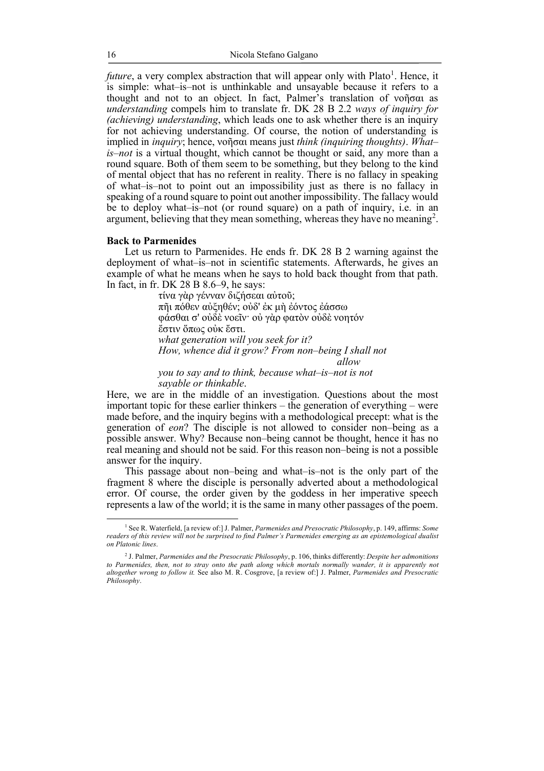*future*, a very complex abstraction that will appear only with Plato[1]. Hence, it is simple: what–is–not is unthinkable and unsayable because it refers to a thought and not to an object. In fact, Palmer's translation of νοῆσαι as *understanding* compels him to translate fr. DK 28 B 2.2 *ways of inquiry for (achieving) understanding*, which leads one to ask whether there is an inquiry for not achieving understanding. Of course, the notion of understanding is implied in *inquiry*; hence, νοῆσαι means just *think (inquiring thoughts)*. *What–is–not* is a virtual thought, which cannot be thought or said, any more than a round square. Both of them seem to be something, but they belong to the kind of mental object that has no referent in reality. There is no fallacy in speaking of what–is–not to point out an impossibility just as there is no fallacy in speaking of a round square to point out another impossibility. The fallacy would be to deploy what–is–not (or round square) on a path of inquiry, i.e. in an argument, believing that they mean something, whereas they have no meaning[2].

**Back to Parmenides**

Let us return to Parmenides. He ends fr. DK 28 B 2 warning against the deployment of what–is–not in scientific statements. Afterwards, he gives an example of what he means when he says to hold back thought from that path. In fact, in fr. DK 28 B 8.6–9, he says:

> τίνα γὰρ γένναν διζήσεαι αὐτοῦ;
> πῇ πόθεν αὐξηθέν; οὐδ' ἐκ μὴ ἐόντος ἐάσσω
> φάσθαι σ' οὐδὲ νοεῖν· οὐ γὰρ φατὸν οὐδὲ νοητόν
> ἔστιν ὅπως οὐκ ἔστι.
> *what generation will you seek for it?*
> *How, whence did it grow? From non–being I shall not allow*
> *you to say and to think, because what–is–not is not sayable or thinkable*.

Here, we are in the middle of an investigation. Questions about the most important topic for these earlier thinkers – the generation of everything – were made before, and the inquiry begins with a methodological precept: what is the generation of *eon*? The disciple is not allowed to consider non–being as a possible answer. Why? Because non–being cannot be thought, hence it has no real meaning and should not be said. For this reason non–being is not a possible answer for the inquiry.

This passage about non–being and what–is–not is the only part of the fragment 8 where the disciple is personally adverted about a methodological error. Of course, the order given by the goddess in her imperative speech represents a law of the world; it is the same in many other passages of the poem.

---

[1] See R. Waterfield, [a review of:] J. Palmer, *Parmenides and Presocratic Philosophy*, p. 149, affirms: *Some readers of this review will not be surprised to find Palmer's Parmenides emerging as an epistemological dualist on Platonic lines*.

[2] J. Palmer, *Parmenides and the Presocratic Philosophy*, p. 106, thinks differently: *Despite her admonitions to Parmenides, then, not to stray onto the path along which mortals normally wander, it is apparently not altogether wrong to follow it.* See also M. R. Cosgrove, [a review of:] J. Palmer, *Parmenides and Presocratic Philosophy*.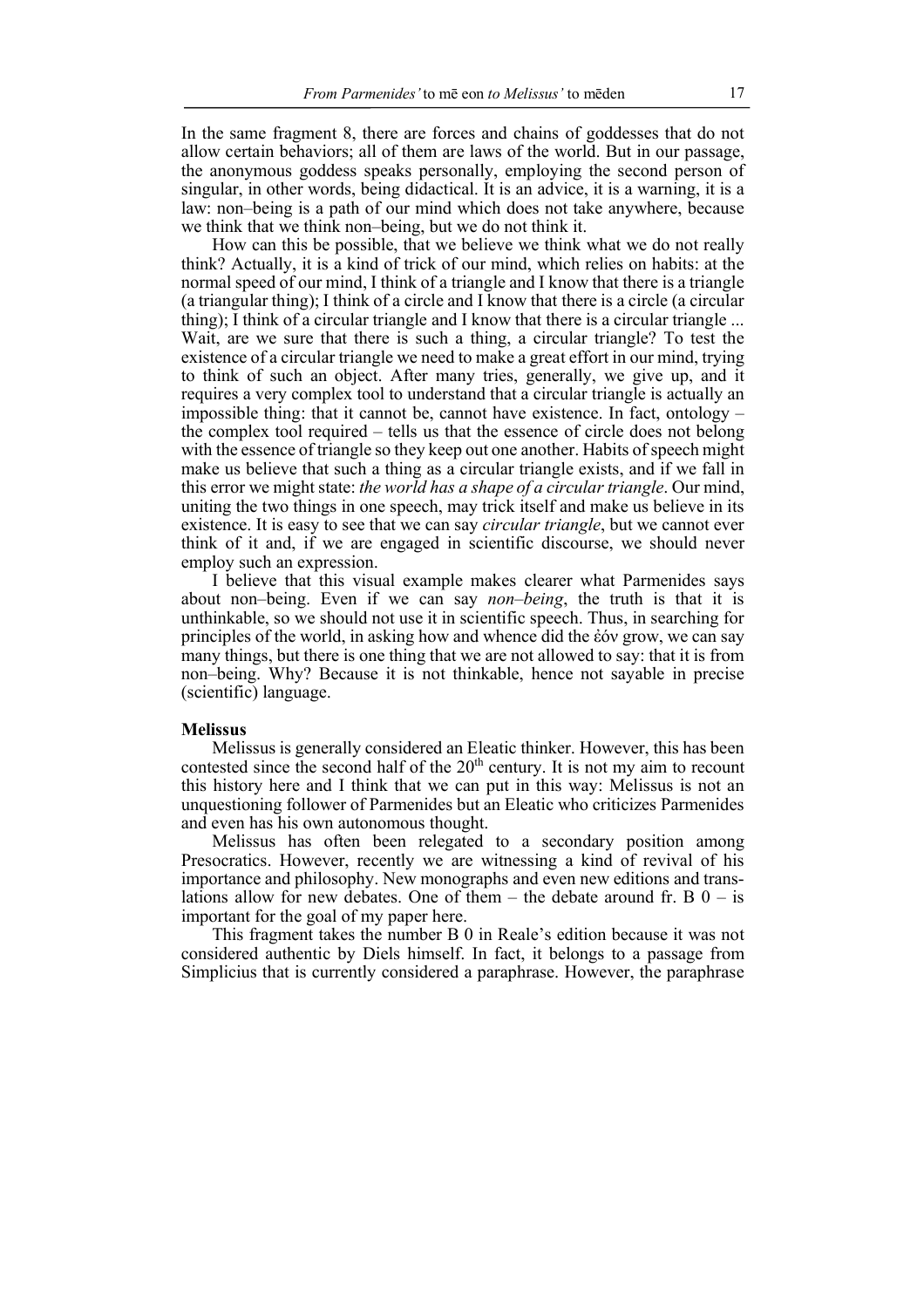In the same fragment 8, there are forces and chains of goddesses that do not allow certain behaviors; all of them are laws of the world. But in our passage, the anonymous goddess speaks personally, employing the second person of singular, in other words, being didactical. It is an advice, it is a warning, it is a law: non–being is a path of our mind which does not take anywhere, because we think that we think non–being, but we do not think it.

How can this be possible, that we believe we think what we do not really think? Actually, it is a kind of trick of our mind, which relies on habits: at the normal speed of our mind, I think of a triangle and I know that there is a triangle (a triangular thing); I think of a circle and I know that there is a circle (a circular thing); I think of a circular triangle and I know that there is a circular triangle ... Wait, are we sure that there is such a thing, a circular triangle? To test the existence of a circular triangle we need to make a great effort in our mind, trying to think of such an object. After many tries, generally, we give up, and it requires a very complex tool to understand that a circular triangle is actually an impossible thing: that it cannot be, cannot have existence. In fact, ontology – the complex tool required – tells us that the essence of circle does not belong with the essence of triangle so they keep out one another. Habits of speech might make us believe that such a thing as a circular triangle exists, and if we fall in this error we might state: *the world has a shape of a circular triangle*. Our mind, uniting the two things in one speech, may trick itself and make us believe in its existence. It is easy to see that we can say *circular triangle*, but we cannot ever think of it and, if we are engaged in scientific discourse, we should never employ such an expression.

I believe that this visual example makes clearer what Parmenides says about non–being. Even if we can say *non–being*, the truth is that it is unthinkable, so we should not use it in scientific speech. Thus, in searching for principles of the world, in asking how and whence did the ἐόν grow, we can say many things, but there is one thing that we are not allowed to say: that it is from non–being. Why? Because it is not thinkable, hence not sayable in precise (scientific) language.

**Melissus**

Melissus is generally considered an Eleatic thinker. However, this has been contested since the second half of the 20th century. It is not my aim to recount this history here and I think that we can put in this way: Melissus is not an unquestioning follower of Parmenides but an Eleatic who criticizes Parmenides and even has his own autonomous thought.

Melissus has often been relegated to a secondary position among Presocratics. However, recently we are witnessing a kind of revival of his importance and philosophy. New monographs and even new editions and translations allow for new debates. One of them – the debate around fr. B 0 – is important for the goal of my paper here.

This fragment takes the number B 0 in Reale's edition because it was not considered authentic by Diels himself. In fact, it belongs to a passage from Simplicius that is currently considered a paraphrase. However, the paraphrase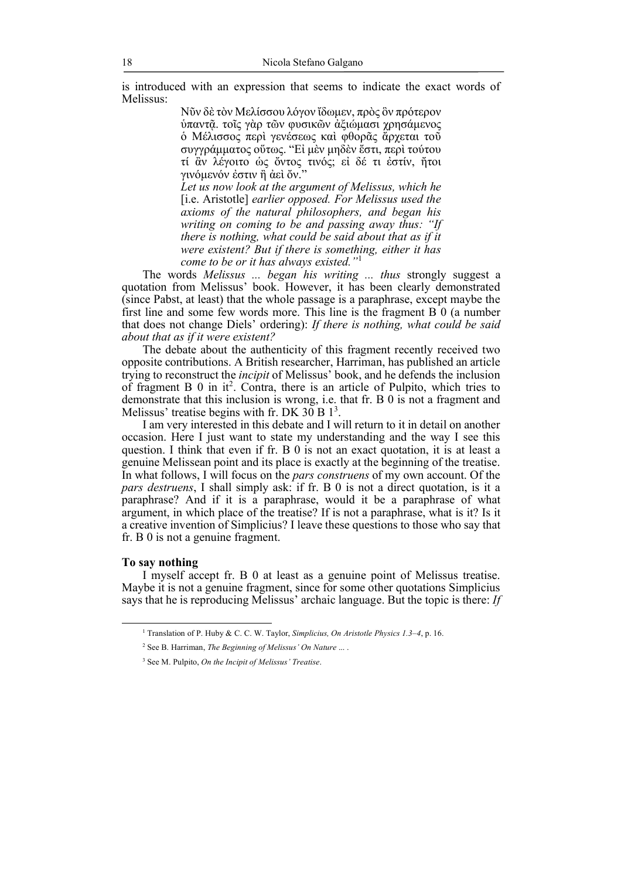is introduced with an expression that seems to indicate the exact words of Melissus:

> Νῦν δὲ τὸν Μελίσσου λόγον ἴδωμεν, πρὸς ὃν πρότερον ὑπαντᾷ. τοῖς γὰρ τῶν φυσικῶν ἀξιώμασι χρησάμενος ὁ Μέλισσος περὶ γενέσεως καὶ φθορᾶς ἄρχεται τοῦ συγγράμματος οὕτως. "Εἰ μὲν μηδὲν ἔστι, περὶ τούτου τί ἂν λέγοιτο ὡς ὄντος τινός; εἰ δέ τι ἐστίν, ἤτοι γινόμενόν ἐστιν ἢ ἀεὶ ὄν."
>
> *Let us now look at the argument of Melissus, which he* [i.e. Aristotle] *earlier opposed. For Melissus used the axioms of the natural philosophers, and began his writing on coming to be and passing away thus: "If there is nothing, what could be said about that as if it were existent? But if there is something, either it has come to be or it has always existed."*[1]

The words *Melissus ... began his writing ... thus* strongly suggest a quotation from Melissus' book. However, it has been clearly demonstrated (since Pabst, at least) that the whole passage is a paraphrase, except maybe the first line and some few words more. This line is the fragment B 0 (a number that does not change Diels' ordering): *If there is nothing, what could be said about that as if it were existent?*

The debate about the authenticity of this fragment recently received two opposite contributions. A British researcher, Harriman, has published an article trying to reconstruct the *incipit* of Melissus' book, and he defends the inclusion of fragment B 0 in it[2]. Contra, there is an article of Pulpito, which tries to demonstrate that this inclusion is wrong, i.e. that fr. B 0 is not a fragment and Melissus' treatise begins with fr. DK 30 B 1[3].

I am very interested in this debate and I will return to it in detail on another occasion. Here I just want to state my understanding and the way I see this question. I think that even if fr. B 0 is not an exact quotation, it is at least a genuine Melissean point and its place is exactly at the beginning of the treatise. In what follows, I will focus on the *pars construens* of my own account. Of the *pars destruens*, I shall simply ask: if fr. B 0 is not a direct quotation, is it a paraphrase? And if it is a paraphrase, would it be a paraphrase of what argument, in which place of the treatise? If is not a paraphrase, what is it? Is it a creative invention of Simplicius? I leave these questions to those who say that fr. B 0 is not a genuine fragment.

## To say nothing

I myself accept fr. B 0 at least as a genuine point of Melissus treatise. Maybe it is not a genuine fragment, since for some other quotations Simplicius says that he is reproducing Melissus' archaic language. But the topic is there: *If*

---

[1] Translation of P. Huby & C. C. W. Taylor, *Simplicius, On Aristotle Physics 1.3–4*, p. 16.

[2] See B. Harriman, *The Beginning of Melissus' On Nature ...* .

[3] See M. Pulpito, *On the Incipit of Melissus' Treatise*.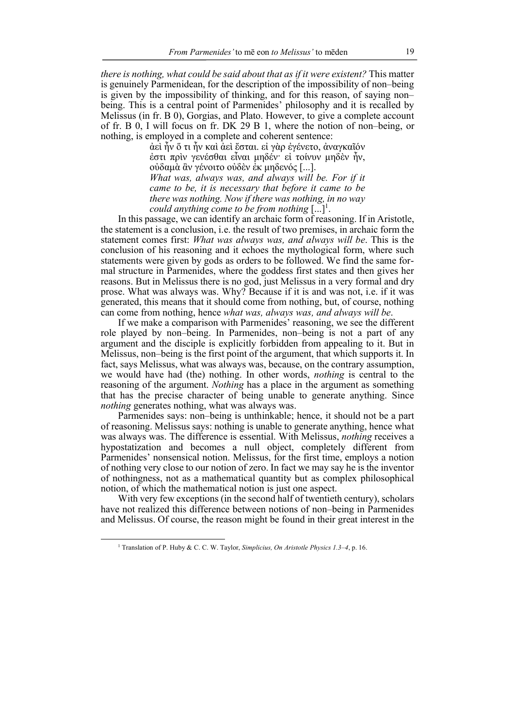*there is nothing, what could be said about that as if it were existent?* This matter is genuinely Parmenidean, for the description of the impossibility of non–being is given by the impossibility of thinking, and for this reason, of saying non–being. This is a central point of Parmenides' philosophy and it is recalled by Melissus (in fr. B 0), Gorgias, and Plato. However, to give a complete account of fr. B 0, I will focus on fr. DK 29 B 1, where the notion of non–being, or nothing, is employed in a complete and coherent sentence:

> ἀεὶ ἦν ὅ τι ἦν καὶ ἀεὶ ἔσται. εἰ γὰρ ἐγένετο, ἀναγκαῖόν ἐστι πρὶν γενέσθαι εἶναι μηδέν· εἰ τοίνυν μηδὲν ἦν, οὐδαμὰ ἂν γένοιτο οὐδὲν ἐκ μηδενός [...].
>
> *What was, always was, and always will be. For if it came to be, it is necessary that before it came to be there was nothing. Now if there was nothing, in no way could anything come to be from nothing* [...][1].

In this passage, we can identify an archaic form of reasoning. If in Aristotle, the statement is a conclusion, i.e. the result of two premises, in archaic form the statement comes first: *What was always was, and always will be*. This is the conclusion of his reasoning and it echoes the mythological form, where such statements were given by gods as orders to be followed. We find the same formal structure in Parmenides, where the goddess first states and then gives her reasons. But in Melissus there is no god, just Melissus in a very formal and dry prose. What was always was. Why? Because if it is and was not, i.e. if it was generated, this means that it should come from nothing, but, of course, nothing can come from nothing, hence *what was, always was, and always will be*.

If we make a comparison with Parmenides' reasoning, we see the different role played by non–being. In Parmenides, non–being is not a part of any argument and the disciple is explicitly forbidden from appealing to it. But in Melissus, non–being is the first point of the argument, that which supports it. In fact, says Melissus, what was always was, because, on the contrary assumption, we would have had (the) nothing. In other words, *nothing* is central to the reasoning of the argument. *Nothing* has a place in the argument as something that has the precise character of being unable to generate anything. Since *nothing* generates nothing, what was always was.

Parmenides says: non–being is unthinkable; hence, it should not be a part of reasoning. Melissus says: nothing is unable to generate anything, hence what was always was. The difference is essential. With Melissus, *nothing* receives a hypostatization and becomes a null object, completely different from Parmenides' nonsensical notion. Melissus, for the first time, employs a notion of nothing very close to our notion of zero. In fact we may say he is the inventor of nothingness, not as a mathematical quantity but as complex philosophical notion, of which the mathematical notion is just one aspect.

With very few exceptions (in the second half of twentieth century), scholars have not realized this difference between notions of non–being in Parmenides and Melissus. Of course, the reason might be found in their great interest in the

[1] Translation of P. Huby & C. C. W. Taylor, *Simplicius, On Aristotle Physics 1.3–4*, p. 16.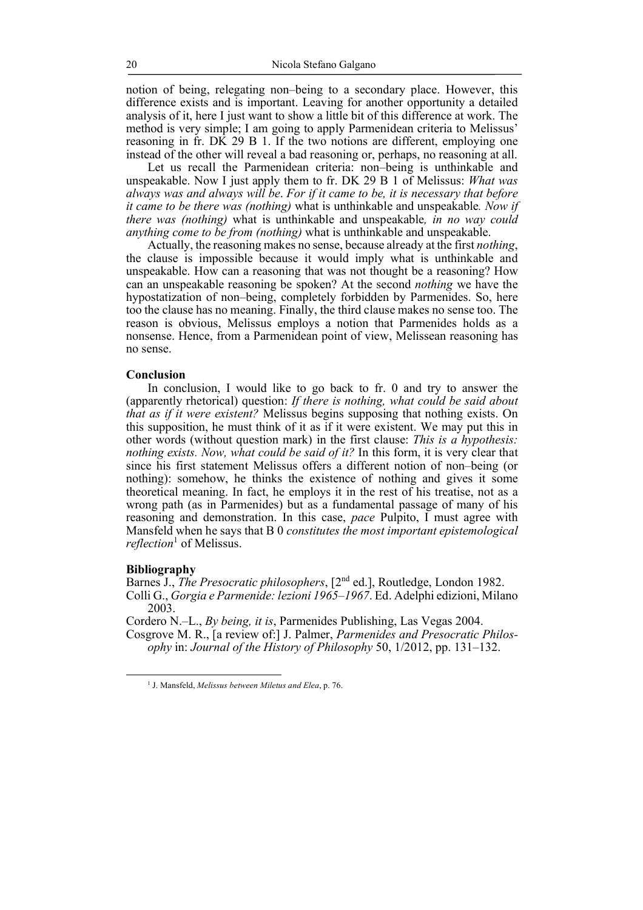notion of being, relegating non–being to a secondary place. However, this difference exists and is important. Leaving for another opportunity a detailed analysis of it, here I just want to show a little bit of this difference at work. The method is very simple; I am going to apply Parmenidean criteria to Melissus' reasoning in fr. DK 29 B 1. If the two notions are different, employing one instead of the other will reveal a bad reasoning or, perhaps, no reasoning at all.

Let us recall the Parmenidean criteria: non–being is unthinkable and unspeakable. Now I just apply them to fr. DK 29 B 1 of Melissus: *What was always was and always will be*. *For if it came to be, it is necessary that before it came to be there was (nothing)* what is unthinkable and unspeakable*. Now if there was (nothing)* what is unthinkable and unspeakable*, in no way could anything come to be from (nothing)* what is unthinkable and unspeakable.

Actually, the reasoning makes no sense, because already at the first *nothing*, the clause is impossible because it would imply what is unthinkable and unspeakable. How can a reasoning that was not thought be a reasoning? How can an unspeakable reasoning be spoken? At the second *nothing* we have the hypostatization of non–being, completely forbidden by Parmenides. So, here too the clause has no meaning. Finally, the third clause makes no sense too. The reason is obvious, Melissus employs a notion that Parmenides holds as a nonsense. Hence, from a Parmenidean point of view, Melissean reasoning has no sense.

## Conclusion

In conclusion, I would like to go back to fr. 0 and try to answer the (apparently rhetorical) question: *If there is nothing, what could be said about that as if it were existent?* Melissus begins supposing that nothing exists. On this supposition, he must think of it as if it were existent. We may put this in other words (without question mark) in the first clause: *This is a hypothesis: nothing exists. Now, what could be said of it?* In this form, it is very clear that since his first statement Melissus offers a different notion of non–being (or nothing): somehow, he thinks the existence of nothing and gives it some theoretical meaning. In fact, he employs it in the rest of his treatise, not as a wrong path (as in Parmenides) but as a fundamental passage of many of his reasoning and demonstration. In this case, *pace* Pulpito, I must agree with Mansfeld when he says that B 0 *constitutes the most important epistemological reflection*[1] of Melissus.

## Bibliography

Barnes J., *The Presocratic philosophers*, [2nd ed.], Routledge, London 1982.

Colli G., *Gorgia e Parmenide: lezioni 1965–1967*. Ed. Adelphi edizioni, Milano 2003.

Cordero N.–L., *By being, it is*, Parmenides Publishing, Las Vegas 2004.

Cosgrove M. R., [a review of:] J. Palmer, *Parmenides and Presocratic Philosophy* in: *Journal of the History of Philosophy* 50, 1/2012, pp. 131–132.

---

[1] J. Mansfeld, *Melissus between Miletus and Elea*, p. 76.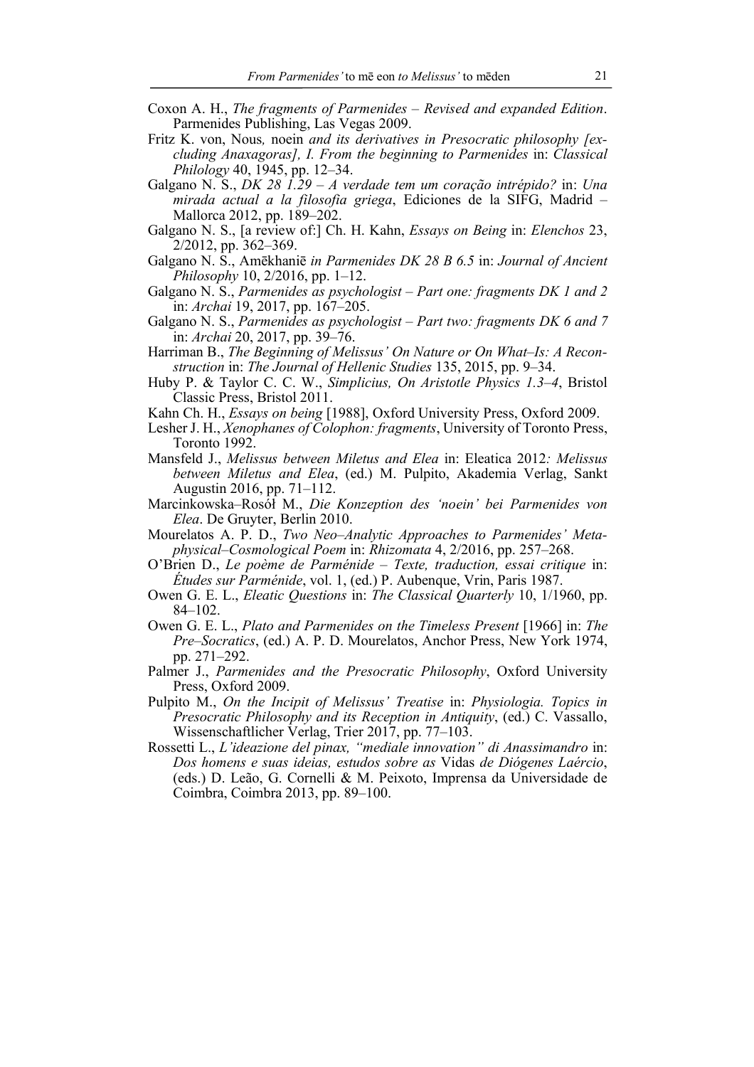Coxon A. H., *The fragments of Parmenides – Revised and expanded Edition*. Parmenides Publishing, Las Vegas 2009.

Fritz K. von, Nous*,* noein *and its derivatives in Presocratic philosophy [excluding Anaxagoras], I. From the beginning to Parmenides* in: *Classical Philology* 40, 1945, pp. 12–34.

Galgano N. S., *DK 28 1.29 – A verdade tem um coração intrépido?* in: *Una mirada actual a la filosofia griega*, Ediciones de la SIFG, Madrid – Mallorca 2012, pp. 189–202.

Galgano N. S., [a review of:] Ch. H. Kahn, *Essays on Being* in: *Elenchos* 23, 2/2012, pp. 362–369.

Galgano N. S., Amēkhaniē *in Parmenides DK 28 B 6.5* in: *Journal of Ancient Philosophy* 10, 2/2016, pp. 1–12.

Galgano N. S., *Parmenides as psychologist – Part one: fragments DK 1 and 2* in: *Archai* 19, 2017, pp. 167–205.

Galgano N. S., *Parmenides as psychologist – Part two: fragments DK 6 and 7* in: *Archai* 20, 2017, pp. 39–76.

Harriman B., *The Beginning of Melissus' On Nature or On What–Is: A Reconstruction* in: *The Journal of Hellenic Studies* 135, 2015, pp. 9–34.

Huby P. & Taylor C. C. W., *Simplicius, On Aristotle Physics 1.3–4*, Bristol Classic Press, Bristol 2011.

Kahn Ch. H., *Essays on being* [1988], Oxford University Press, Oxford 2009.

Lesher J. H., *Xenophanes of Colophon: fragments*, University of Toronto Press, Toronto 1992.

Mansfeld J., *Melissus between Miletus and Elea* in: Eleatica 2012*: Melissus between Miletus and Elea*, (ed.) M. Pulpito, Akademia Verlag, Sankt Augustin 2016, pp. 71–112.

Marcinkowska–Rosół M., *Die Konzeption des 'noein' bei Parmenides von Elea*. De Gruyter, Berlin 2010.

Mourelatos A. P. D., *Two Neo–Analytic Approaches to Parmenides' Metaphysical–Cosmological Poem* in: *Rhizomata* 4, 2/2016, pp. 257–268.

O'Brien D., *Le poème de Parménide – Texte, traduction, essai critique* in: *Études sur Parménide*, vol. 1, (ed.) P. Aubenque, Vrin, Paris 1987.

Owen G. E. L., *Eleatic Questions* in: *The Classical Quarterly* 10, 1/1960, pp. 84–102.

Owen G. E. L., *Plato and Parmenides on the Timeless Present* [1966] in: *The Pre–Socratics*, (ed.) A. P. D. Mourelatos, Anchor Press, New York 1974, pp. 271–292.

Palmer J., *Parmenides and the Presocratic Philosophy*, Oxford University Press, Oxford 2009.

Pulpito M., *On the Incipit of Melissus' Treatise* in: *Physiologia. Topics in Presocratic Philosophy and its Reception in Antiquity*, (ed.) C. Vassallo, Wissenschaftlicher Verlag, Trier 2017, pp. 77–103.

Rossetti L., *L'ideazione del pinax, "mediale innovation" di Anassimandro* in: *Dos homens e suas ideias, estudos sobre as* Vidas *de Diógenes Laércio*, (eds.) D. Leão, G. Cornelli & M. Peixoto, Imprensa da Universidade de Coimbra, Coimbra 2013, pp. 89–100.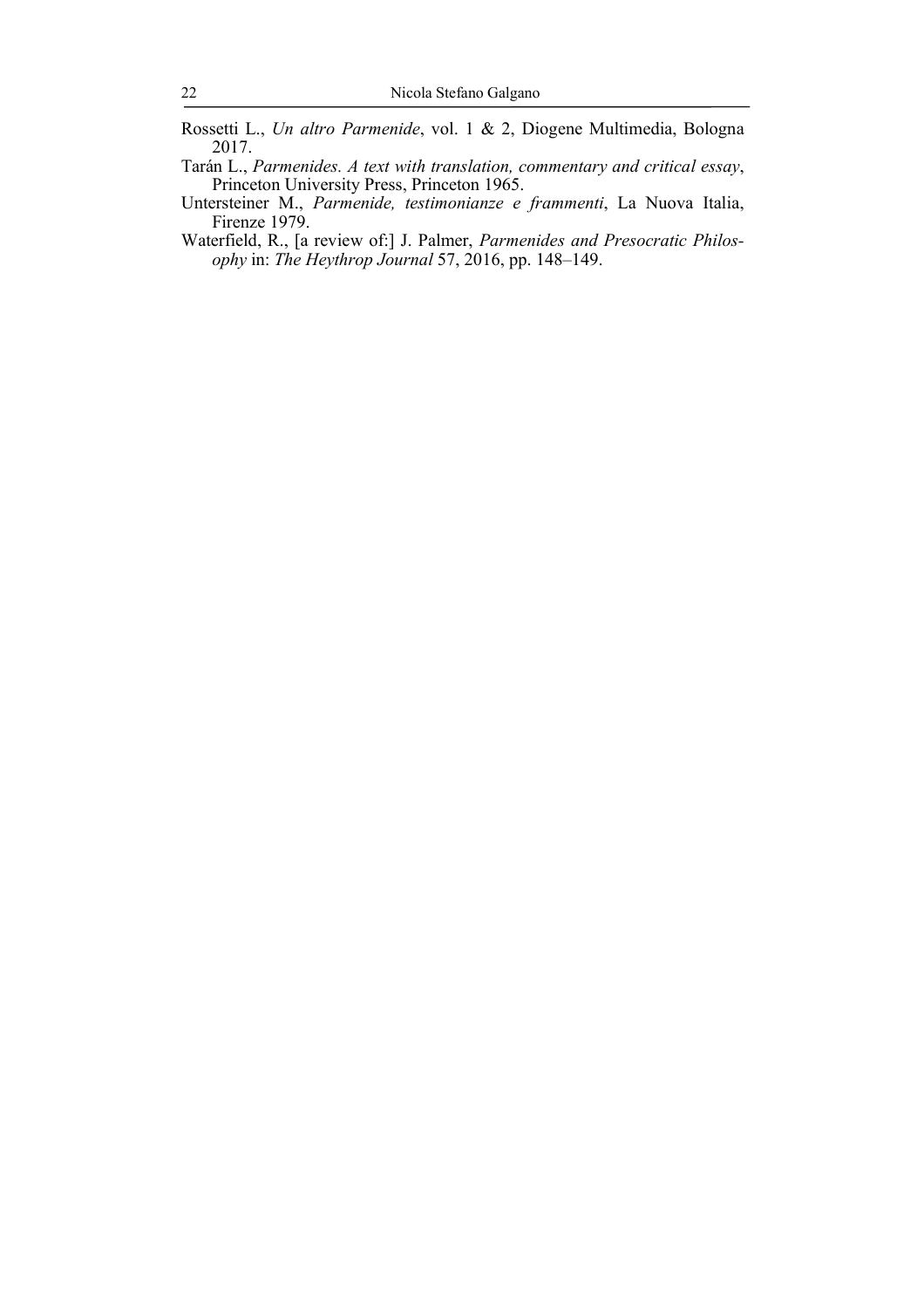Rossetti L., *Un altro Parmenide*, vol. 1 & 2, Diogene Multimedia, Bologna 2017.

Tarán L., *Parmenides. A text with translation, commentary and critical essay*, Princeton University Press, Princeton 1965.

Untersteiner M., *Parmenide, testimonianze e frammenti*, La Nuova Italia, Firenze 1979.

Waterfield, R., [a review of:] J. Palmer, *Parmenides and Presocratic Philosophy* in: *The Heythrop Journal* 57, 2016, pp. 148–149.